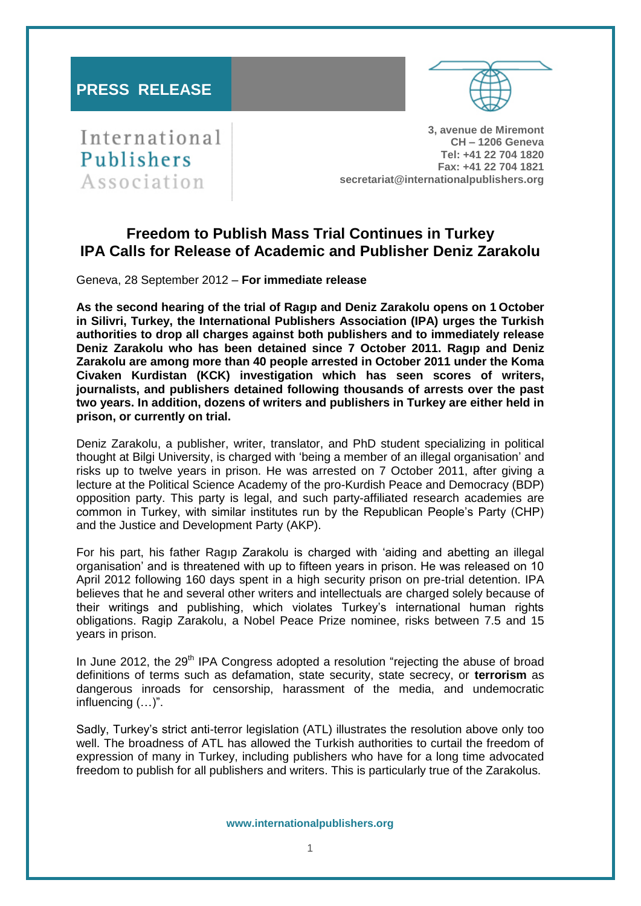**PRESS RELEASE**

International
Publishers
Association

3, avenue de Miremont
CH – 1206 Geneva
Tel: +41 22 704 1820
Fax: +41 22 704 1821
secretariat@internationalpublishers.org

# Freedom to Publish Mass Trial Continues in Turkey
# IPA Calls for Release of Academic and Publisher Deniz Zarakolu

Geneva, 28 September 2012 – **For immediate release**

**As the second hearing of the trial of Ragıp and Deniz Zarakolu opens on 1 October in Silivri, Turkey, the International Publishers Association (IPA) urges the Turkish authorities to drop all charges against both publishers and to immediately release Deniz Zarakolu who has been detained since 7 October 2011. Ragıp and Deniz Zarakolu are among more than 40 people arrested in October 2011 under the Koma Civaken Kurdistan (KCK) investigation which has seen scores of writers, journalists, and publishers detained following thousands of arrests over the past two years. In addition, dozens of writers and publishers in Turkey are either held in prison, or currently on trial.**

Deniz Zarakolu, a publisher, writer, translator, and PhD student specializing in political thought at Bilgi University, is charged with 'being a member of an illegal organisation' and risks up to twelve years in prison. He was arrested on 7 October 2011, after giving a lecture at the Political Science Academy of the pro-Kurdish Peace and Democracy (BDP) opposition party. This party is legal, and such party-affiliated research academies are common in Turkey, with similar institutes run by the Republican People's Party (CHP) and the Justice and Development Party (AKP).

For his part, his father Ragıp Zarakolu is charged with 'aiding and abetting an illegal organisation' and is threatened with up to fifteen years in prison. He was released on 10 April 2012 following 160 days spent in a high security prison on pre-trial detention. IPA believes that he and several other writers and intellectuals are charged solely because of their writings and publishing, which violates Turkey's international human rights obligations. Ragip Zarakolu, a Nobel Peace Prize nominee, risks between 7.5 and 15 years in prison.

In June 2012, the 29th IPA Congress adopted a resolution "rejecting the abuse of broad definitions of terms such as defamation, state security, state secrecy, or **terrorism** as dangerous inroads for censorship, harassment of the media, and undemocratic influencing (…)".

Sadly, Turkey's strict anti-terror legislation (ATL) illustrates the resolution above only too well. The broadness of ATL has allowed the Turkish authorities to curtail the freedom of expression of many in Turkey, including publishers who have for a long time advocated freedom to publish for all publishers and writers. This is particularly true of the Zarakolus.

www.internationalpublishers.org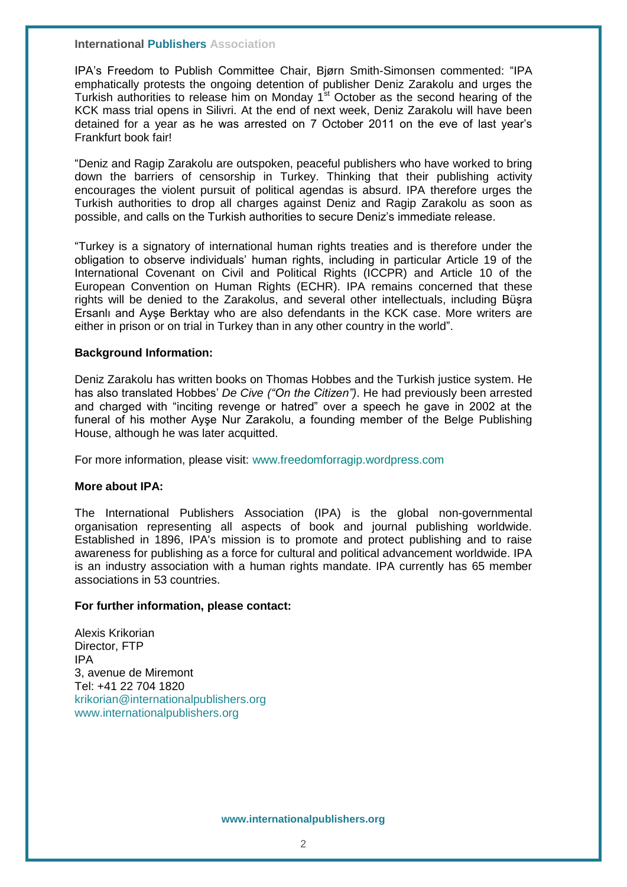IPA's Freedom to Publish Committee Chair, Bjørn Smith-Simonsen commented: "IPA emphatically protests the ongoing detention of publisher Deniz Zarakolu and urges the Turkish authorities to release him on Monday 1st October as the second hearing of the KCK mass trial opens in Silivri. At the end of next week, Deniz Zarakolu will have been detained for a year as he was arrested on 7 October 2011 on the eve of last year's Frankfurt book fair!

"Deniz and Ragip Zarakolu are outspoken, peaceful publishers who have worked to bring down the barriers of censorship in Turkey. Thinking that their publishing activity encourages the violent pursuit of political agendas is absurd. IPA therefore urges the Turkish authorities to drop all charges against Deniz and Ragip Zarakolu as soon as possible, and calls on the Turkish authorities to secure Deniz's immediate release.

"Turkey is a signatory of international human rights treaties and is therefore under the obligation to observe individuals' human rights, including in particular Article 19 of the International Covenant on Civil and Political Rights (ICCPR) and Article 10 of the European Convention on Human Rights (ECHR). IPA remains concerned that these rights will be denied to the Zarakolus, and several other intellectuals, including Büşra Ersanlı and Ayşe Berktay who are also defendants in the KCK case. More writers are either in prison or on trial in Turkey than in any other country in the world".

**Background Information:**

Deniz Zarakolu has written books on Thomas Hobbes and the Turkish justice system. He has also translated Hobbes' *De Cive ("On the Citizen")*. He had previously been arrested and charged with "inciting revenge or hatred" over a speech he gave in 2002 at the funeral of his mother Ayşe Nur Zarakolu, a founding member of the Belge Publishing House, although he was later acquitted.

For more information, please visit: www.freedomforragip.wordpress.com

**More about IPA:**

The International Publishers Association (IPA) is the global non-governmental organisation representing all aspects of book and journal publishing worldwide. Established in 1896, IPA's mission is to promote and protect publishing and to raise awareness for publishing as a force for cultural and political advancement worldwide. IPA is an industry association with a human rights mandate. IPA currently has 65 member associations in 53 countries.

**For further information, please contact:**

Alexis Krikorian
Director, FTP
IPA
3, avenue de Miremont
Tel: +41 22 704 1820
krikorian@internationalpublishers.org
www.internationalpublishers.org